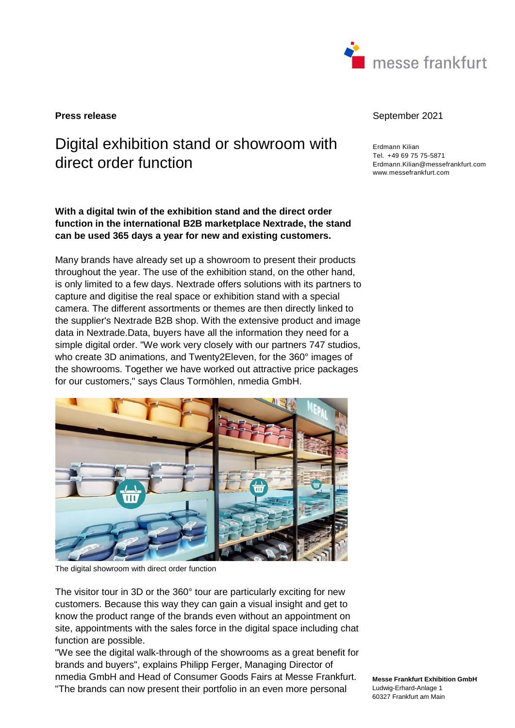**Press release**

September 2021

# Digital exhibition stand or showroom with direct order function

Erdmann Kilian
Tel. +49 69 75 75-5871
Erdmann.Kilian@messefrankfurt.com
www.messefrankfurt.com

**With a digital twin of the exhibition stand and the direct order function in the international B2B marketplace Nextrade, the stand can be used 365 days a year for new and existing customers.**

Many brands have already set up a showroom to present their products throughout the year. The use of the exhibition stand, on the other hand, is only limited to a few days. Nextrade offers solutions with its partners to capture and digitise the real space or exhibition stand with a special camera. The different assortments or themes are then directly linked to the supplier's Nextrade B2B shop. With the extensive product and image data in Nextrade.Data, buyers have all the information they need for a simple digital order. "We work very closely with our partners 747 studios, who create 3D animations, and Twenty2Eleven, for the 360° images of the showrooms. Together we have worked out attractive price packages for our customers," says Claus Tormöhlen, nmedia GmbH.

The digital showroom with direct order function

The visitor tour in 3D or the 360° tour are particularly exciting for new customers. Because this way they can gain a visual insight and get to know the product range of the brands even without an appointment on site, appointments with the sales force in the digital space including chat function are possible.
"We see the digital walk-through of the showrooms as a great benefit for brands and buyers", explains Philipp Ferger, Managing Director of nmedia GmbH and Head of Consumer Goods Fairs at Messe Frankfurt. "The brands can now present their portfolio in an even more personal

**Messe Frankfurt Exhibition GmbH**
Ludwig-Erhard-Anlage 1
60327 Frankfurt am Main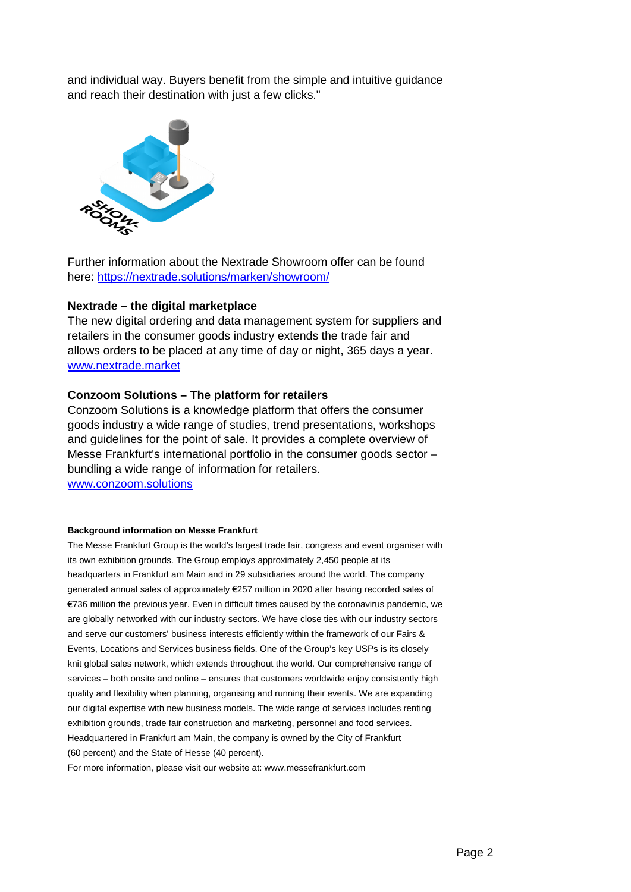and individual way. Buyers benefit from the simple and intuitive guidance and reach their destination with just a few clicks."

Further information about the Nextrade Showroom offer can be found here: https://nextrade.solutions/marken/showroom/

**Nextrade – the digital marketplace**

The new digital ordering and data management system for suppliers and retailers in the consumer goods industry extends the trade fair and allows orders to be placed at any time of day or night, 365 days a year. www.nextrade.market

**Conzoom Solutions – The platform for retailers**

Conzoom Solutions is a knowledge platform that offers the consumer goods industry a wide range of studies, trend presentations, workshops and guidelines for the point of sale. It provides a complete overview of Messe Frankfurt's international portfolio in the consumer goods sector – bundling a wide range of information for retailers.
www.conzoom.solutions

**Background information on Messe Frankfurt**

The Messe Frankfurt Group is the world's largest trade fair, congress and event organiser with its own exhibition grounds. The Group employs approximately 2,450 people at its headquarters in Frankfurt am Main and in 29 subsidiaries around the world. The company generated annual sales of approximately €257 million in 2020 after having recorded sales of €736 million the previous year. Even in difficult times caused by the coronavirus pandemic, we are globally networked with our industry sectors. We have close ties with our industry sectors and serve our customers' business interests efficiently within the framework of our Fairs & Events, Locations and Services business fields. One of the Group's key USPs is its closely knit global sales network, which extends throughout the world. Our comprehensive range of services – both onsite and online – ensures that customers worldwide enjoy consistently high quality and flexibility when planning, organising and running their events. We are expanding our digital expertise with new business models. The wide range of services includes renting exhibition grounds, trade fair construction and marketing, personnel and food services. Headquartered in Frankfurt am Main, the company is owned by the City of Frankfurt (60 percent) and the State of Hesse (40 percent).
For more information, please visit our website at: www.messefrankfurt.com